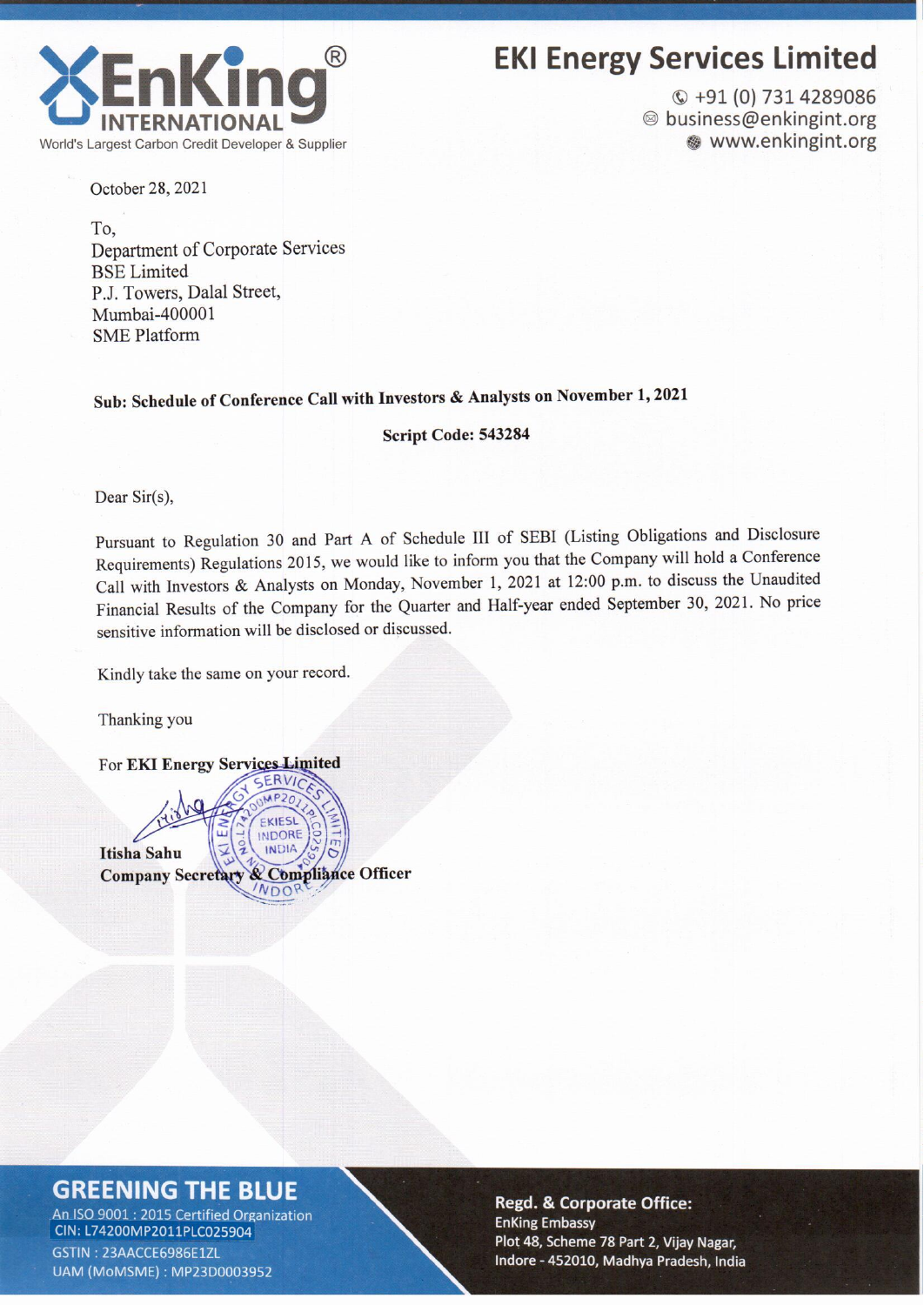# EKI Energy Services Limited

EnKing INTERNATIONAL®
World's Largest Carbon Credit Developer & Supplier

+91 (0) 731 4289086
business@enkingint.org
www.enkingint.org

October 28, 2021

To,
Department of Corporate Services
BSE Limited
P.J. Towers, Dalal Street,
Mumbai-400001
SME Platform

**Sub: Schedule of Conference Call with Investors & Analysts on November 1, 2021**

**Script Code: 543284**

Dear Sir(s),

Pursuant to Regulation 30 and Part A of Schedule III of SEBI (Listing Obligations and Disclosure Requirements) Regulations 2015, we would like to inform you that the Company will hold a Conference Call with Investors & Analysts on Monday, November 1, 2021 at 12:00 p.m. to discuss the Unaudited Financial Results of the Company for the Quarter and Half-year ended September 30, 2021. No price sensitive information will be disclosed or discussed.

Kindly take the same on your record.

Thanking you

For **EKI Energy Services Limited**

**Itisha Sahu**
**Company Secretary & Compliance Officer**

**GREENING THE BLUE**
An ISO 9001 : 2015 Certified Organization
CIN: L74200MP2011PLC025904
GSTIN : 23AACCE6986E1ZL
UAM (MoMSME) : MP23D0003952

**Regd. & Corporate Office:**
EnKing Embassy
Plot 48, Scheme 78 Part 2, Vijay Nagar,
Indore - 452010, Madhya Pradesh, India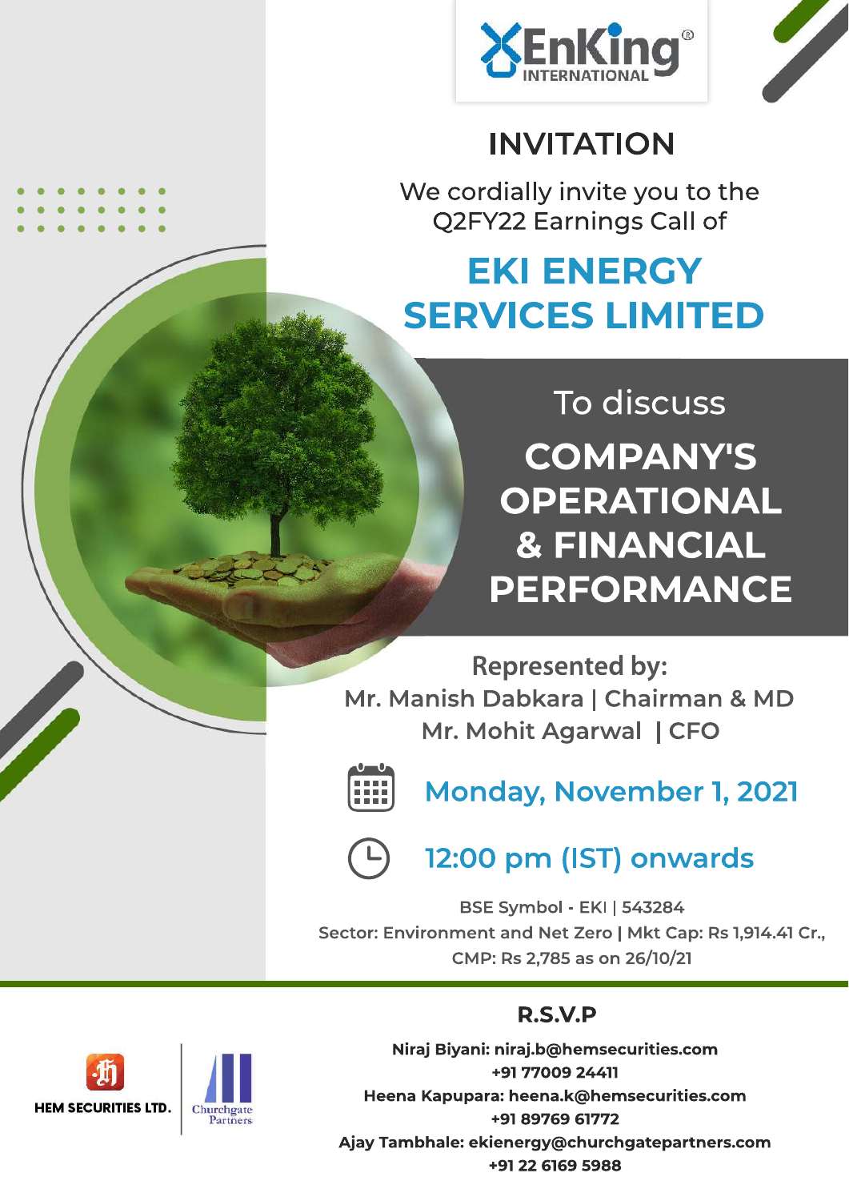EnKing INTERNATIONAL

# INVITATION

We cordially invite you to the Q2FY22 Earnings Call of

## EKI ENERGY SERVICES LIMITED

To discuss

## COMPANY'S OPERATIONAL & FINANCIAL PERFORMANCE

**Represented by:**

Mr. Manish Dabkara | Chairman & MD

Mr. Mohit Agarwal | CFO

**Monday, November 1, 2021**

**12:00 pm (IST) onwards**

BSE Symbol - EKI | 543284

Sector: Environment and Net Zero | Mkt Cap: Rs 1,914.41 Cr.,

CMP: Rs 2,785 as on 26/10/21

### R.S.V.P

**Niraj Biyani: niraj.b@hemsecurities.com**

**+91 77009 24411**

**Heena Kapupara: heena.k@hemsecurities.com**

**+91 89769 61772**

**Ajay Tambhale: ekienergy@churchgatepartners.com**

**+91 22 6169 5988**

HEM SECURITIES LTD. | Churchgate Partners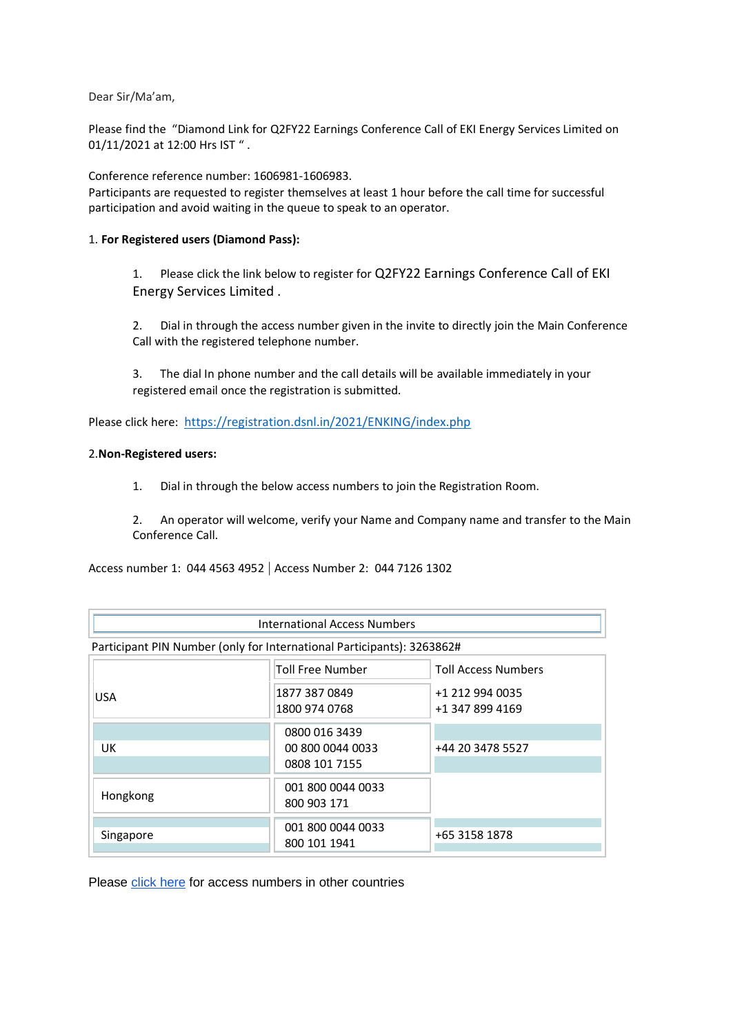Dear Sir/Ma'am,

Please find the "Diamond Link for Q2FY22 Earnings Conference Call of EKI Energy Services Limited on 01/11/2021 at 12:00 Hrs IST " .

Conference reference number: 1606981-1606983.
Participants are requested to register themselves at least 1 hour before the call time for successful participation and avoid waiting in the queue to speak to an operator.

1. **For Registered users (Diamond Pass):**

   1. Please click the link below to register for Q2FY22 Earnings Conference Call of EKI Energy Services Limited .

   2. Dial in through the access number given in the invite to directly join the Main Conference Call with the registered telephone number.

   3. The dial In phone number and the call details will be available immediately in your registered email once the registration is submitted.

Please click here: https://registration.dsnl.in/2021/ENKING/index.php

2. **Non-Registered users:**

   1. Dial in through the below access numbers to join the Registration Room.

   2. An operator will welcome, verify your Name and Company name and transfer to the Main Conference Call.

Access number 1: 044 4563 4952 | Access Number 2: 044 7126 1302

International Access Numbers

Participant PIN Number (only for International Participants): 3263862#

| | Toll Free Number | Toll Access Numbers |
|---|---|---|
| USA | 1877 387 0849<br>1800 974 0768 | +1 212 994 0035<br>+1 347 899 4169 |
| UK | 0800 016 3439<br>00 800 0044 0033<br>0808 101 7155 | +44 20 3478 5527 |
| Hongkong | 001 800 0044 0033<br>800 903 171 | |
| Singapore | 001 800 0044 0033<br>800 101 1941 | +65 3158 1878 |

Please click here for access numbers in other countries